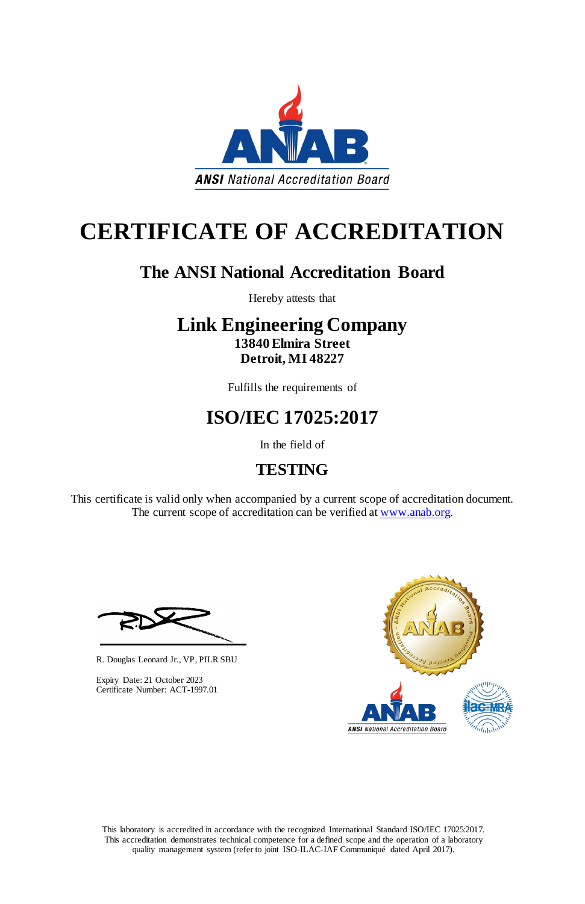ANSI National Accreditation Board

# CERTIFICATE OF ACCREDITATION

## The ANSI National Accreditation Board

Hereby attests that

## Link Engineering Company

**13840 Elmira Street**
**Detroit, MI 48227**

Fulfills the requirements of

## ISO/IEC 17025:2017

In the field of

## TESTING

This certificate is valid only when accompanied by a current scope of accreditation document. The current scope of accreditation can be verified at www.anab.org.

R. Douglas Leonard Jr., VP, PILR SBU

Expiry Date: 21 October 2023
Certificate Number: ACT-1997.01

This laboratory is accredited in accordance with the recognized International Standard ISO/IEC 17025:2017. This accreditation demonstrates technical competence for a defined scope and the operation of a laboratory quality management system (refer to joint ISO-ILAC-IAF Communiqué dated April 2017).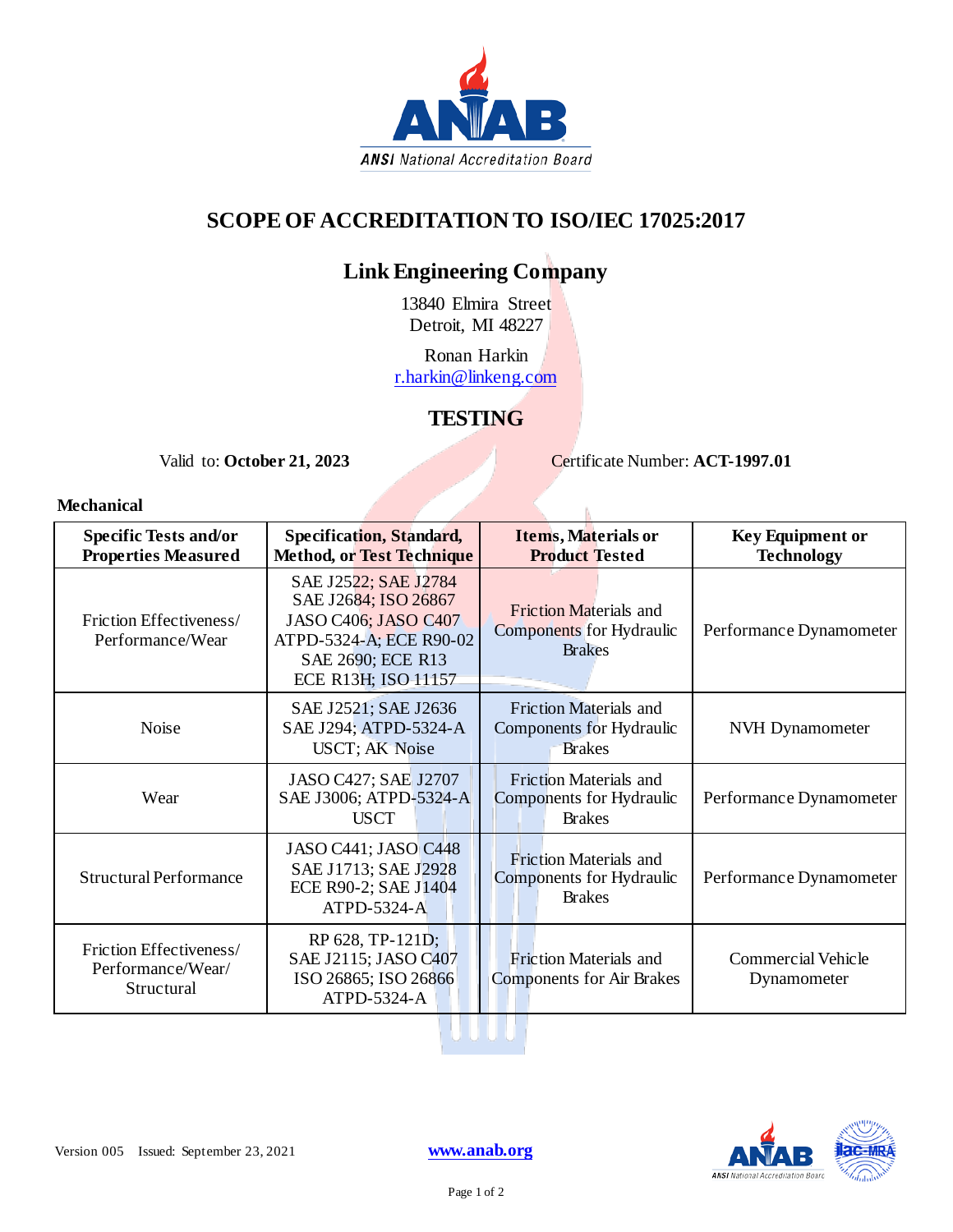# SCOPE OF ACCREDITATION TO ISO/IEC 17025:2017

## Link Engineering Company

13840 Elmira Street
Detroit, MI 48227

Ronan Harkin
r.harkin@linkeng.com

## TESTING

Valid to: **October 21, 2023** Certificate Number: **ACT-1997.01**

**Mechanical**

| Specific Tests and/or Properties Measured | Specification, Standard, Method, or Test Technique | Items, Materials or Product Tested | Key Equipment or Technology |
|---|---|---|---|
| Friction Effectiveness/ Performance/Wear | SAE J2522; SAE J2784 SAE J2684; ISO 26867 JASO C406; JASO C407 ATPD-5324-A; ECE R90-02 SAE 2690; ECE R13 ECE R13H; ISO 11157 | Friction Materials and Components for Hydraulic Brakes | Performance Dynamometer |
| Noise | SAE J2521; SAE J2636 SAE J294; ATPD-5324-A USCT; AK Noise | Friction Materials and Components for Hydraulic Brakes | NVH Dynamometer |
| Wear | JASO C427; SAE J2707 SAE J3006; ATPD-5324-A USCT | Friction Materials and Components for Hydraulic Brakes | Performance Dynamometer |
| Structural Performance | JASO C441; JASO C448 SAE J1713; SAE J2928 ECE R90-2; SAE J1404 ATPD-5324-A | Friction Materials and Components for Hydraulic Brakes | Performance Dynamometer |
| Friction Effectiveness/ Performance/Wear/ Structural | RP 628, TP-121D; SAE J2115; JASO C407 ISO 26865; ISO 26866 ATPD-5324-A | Friction Materials and Components for Air Brakes | Commercial Vehicle Dynamometer |

Version 005 Issued: September 23, 2021 **www.anab.org**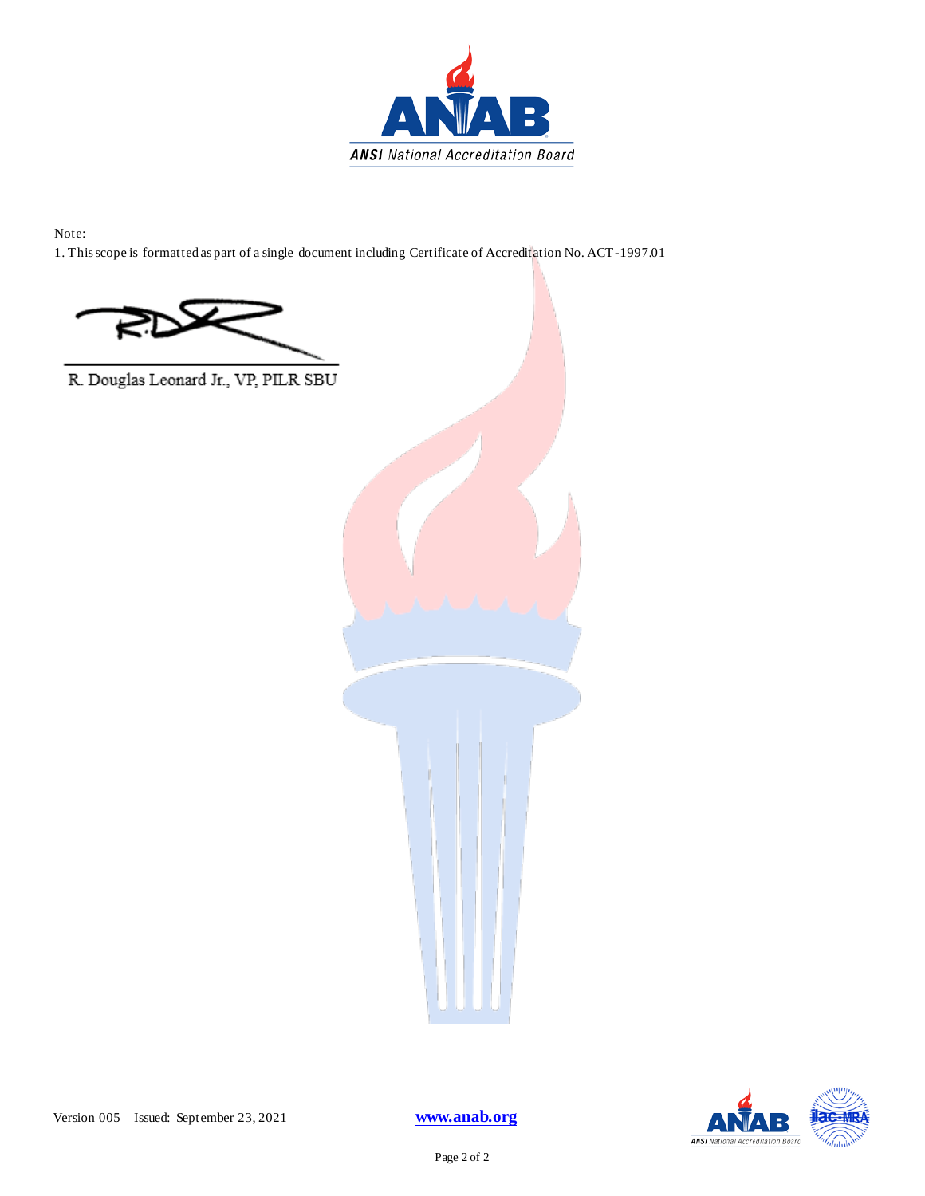Note:

1. This scope is formatted as part of a single document including Certificate of Accreditation No. ACT-1997.01

R. Douglas Leonard Jr., VP, PILR SBU

Version 005 Issued: September 23, 2021

www.anab.org